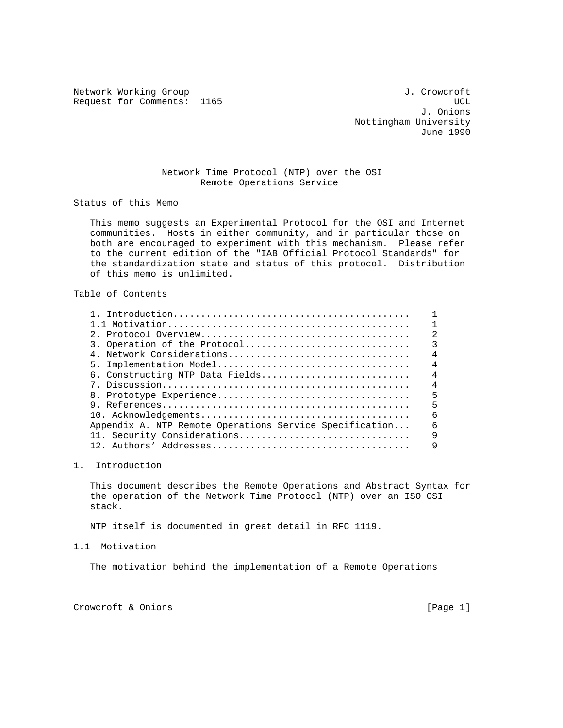Network Working Group J. Crowcroft
Request for Comments: 1165 UCL
J. Onions
Nottingham University
June 1990

# Network Time Protocol (NTP) over the OSI Remote Operations Service

## Status of this Memo

This memo suggests an Experimental Protocol for the OSI and Internet communities. Hosts in either community, and in particular those on both are encouraged to experiment with this mechanism. Please refer to the current edition of the "IAB Official Protocol Standards" for the standardization state and status of this protocol. Distribution of this memo is unlimited.

## Table of Contents

```
1. Introduction..........................................    1
1.1 Motivation...........................................    1
2. Protocol Overview.....................................    2
3. Operation of the Protocol.............................    3
4. Network Considerations................................    4
5. Implementation Model..................................    4
6. Constructing NTP Data Fields..........................    4
7. Discussion............................................    4
8. Prototype Experience..................................    5
9. References............................................    5
10. Acknowledgements.....................................    6
Appendix A. NTP Remote Operations Service Specification...    6
11. Security Considerations..............................    9
12. Authors' Addresses...................................    9
```

## 1. Introduction

This document describes the Remote Operations and Abstract Syntax for the operation of the Network Time Protocol (NTP) over an ISO OSI stack.

NTP itself is documented in great detail in RFC 1119.

### 1.1 Motivation

The motivation behind the implementation of a Remote Operations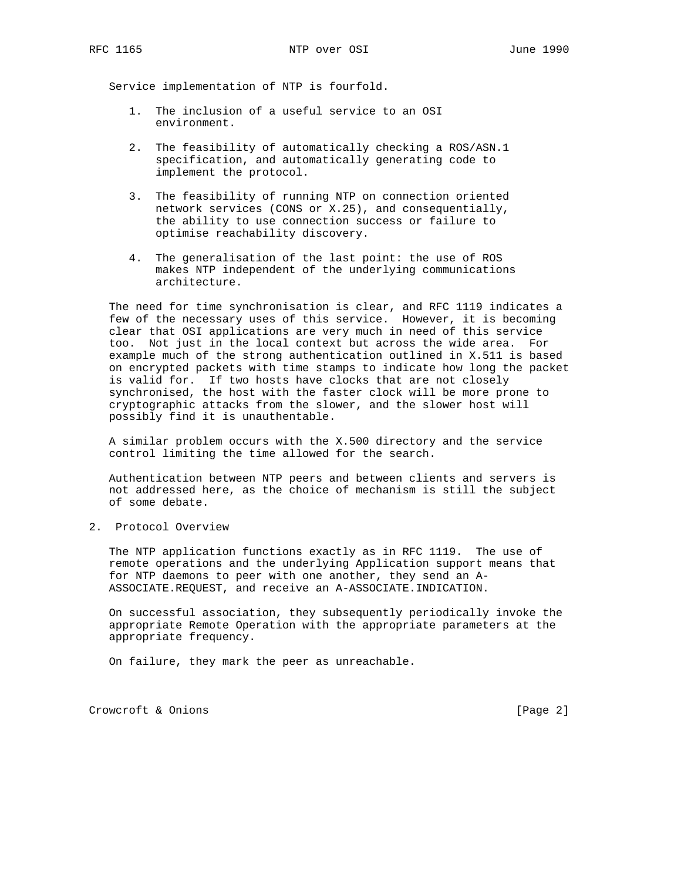Service implementation of NTP is fourfold.

1. The inclusion of a useful service to an OSI environment.

2. The feasibility of automatically checking a ROS/ASN.1 specification, and automatically generating code to implement the protocol.

3. The feasibility of running NTP on connection oriented network services (CONS or X.25), and consequentially, the ability to use connection success or failure to optimise reachability discovery.

4. The generalisation of the last point: the use of ROS makes NTP independent of the underlying communications architecture.

The need for time synchronisation is clear, and RFC 1119 indicates a few of the necessary uses of this service. However, it is becoming clear that OSI applications are very much in need of this service too. Not just in the local context but across the wide area. For example much of the strong authentication outlined in X.511 is based on encrypted packets with time stamps to indicate how long the packet is valid for. If two hosts have clocks that are not closely synchronised, the host with the faster clock will be more prone to cryptographic attacks from the slower, and the slower host will possibly find it is unauthentable.

A similar problem occurs with the X.500 directory and the service control limiting the time allowed for the search.

Authentication between NTP peers and between clients and servers is not addressed here, as the choice of mechanism is still the subject of some debate.

## 2. Protocol Overview

The NTP application functions exactly as in RFC 1119. The use of remote operations and the underlying Application support means that for NTP daemons to peer with one another, they send an A-ASSOCIATE.REQUEST, and receive an A-ASSOCIATE.INDICATION.

On successful association, they subsequently periodically invoke the appropriate Remote Operation with the appropriate parameters at the appropriate frequency.

On failure, they mark the peer as unreachable.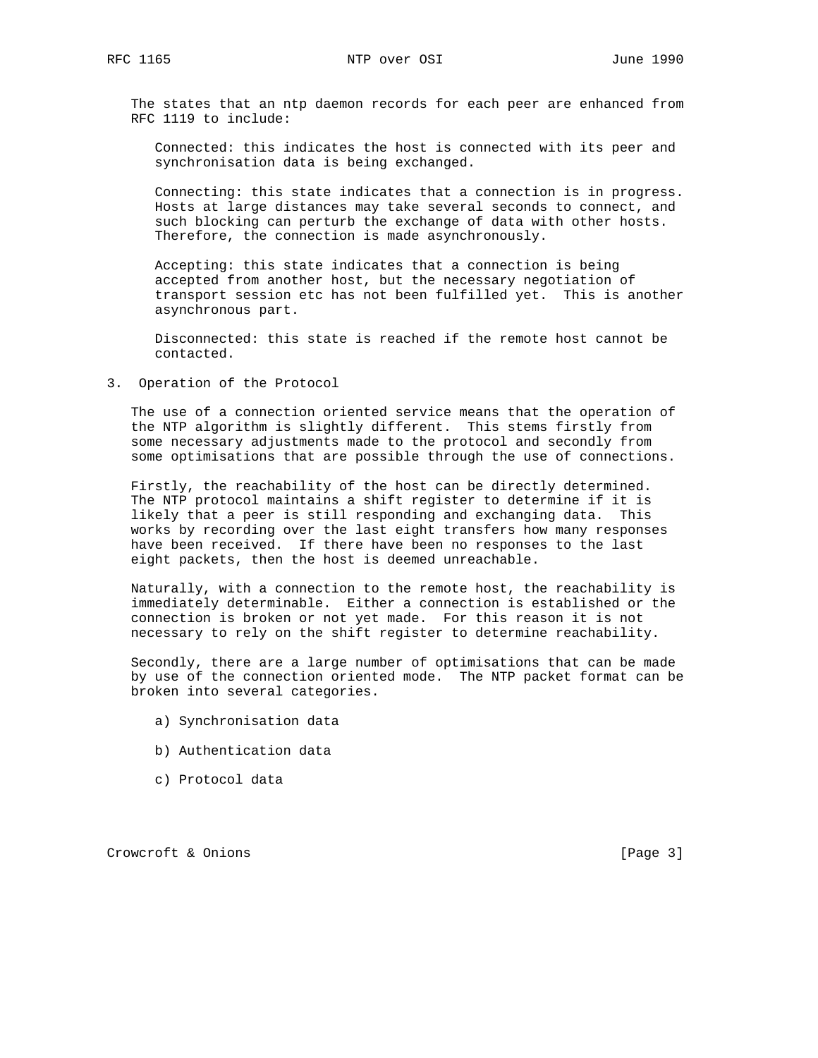The states that an ntp daemon records for each peer are enhanced from RFC 1119 to include:

Connected: this indicates the host is connected with its peer and synchronisation data is being exchanged.

Connecting: this state indicates that a connection is in progress. Hosts at large distances may take several seconds to connect, and such blocking can perturb the exchange of data with other hosts. Therefore, the connection is made asynchronously.

Accepting: this state indicates that a connection is being accepted from another host, but the necessary negotiation of transport session etc has not been fulfilled yet. This is another asynchronous part.

Disconnected: this state is reached if the remote host cannot be contacted.

## 3. Operation of the Protocol

The use of a connection oriented service means that the operation of the NTP algorithm is slightly different. This stems firstly from some necessary adjustments made to the protocol and secondly from some optimisations that are possible through the use of connections.

Firstly, the reachability of the host can be directly determined. The NTP protocol maintains a shift register to determine if it is likely that a peer is still responding and exchanging data. This works by recording over the last eight transfers how many responses have been received. If there have been no responses to the last eight packets, then the host is deemed unreachable.

Naturally, with a connection to the remote host, the reachability is immediately determinable. Either a connection is established or the connection is broken or not yet made. For this reason it is not necessary to rely on the shift register to determine reachability.

Secondly, there are a large number of optimisations that can be made by use of the connection oriented mode. The NTP packet format can be broken into several categories.

a) Synchronisation data

b) Authentication data

c) Protocol data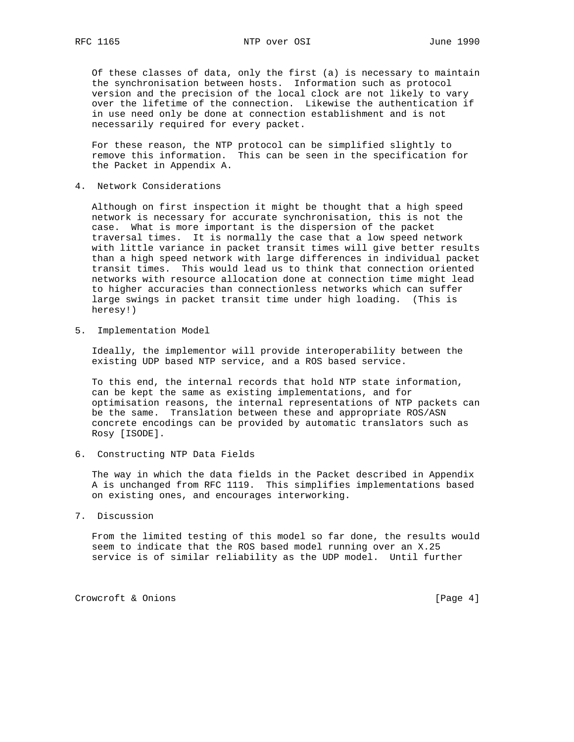Of these classes of data, only the first (a) is necessary to maintain the synchronisation between hosts. Information such as protocol version and the precision of the local clock are not likely to vary over the lifetime of the connection. Likewise the authentication if in use need only be done at connection establishment and is not necessarily required for every packet.

For these reason, the NTP protocol can be simplified slightly to remove this information. This can be seen in the specification for the Packet in Appendix A.

## 4. Network Considerations

Although on first inspection it might be thought that a high speed network is necessary for accurate synchronisation, this is not the case. What is more important is the dispersion of the packet traversal times. It is normally the case that a low speed network with little variance in packet transit times will give better results than a high speed network with large differences in individual packet transit times. This would lead us to think that connection oriented networks with resource allocation done at connection time might lead to higher accuracies than connectionless networks which can suffer large swings in packet transit time under high loading. (This is heresy!)

## 5. Implementation Model

Ideally, the implementor will provide interoperability between the existing UDP based NTP service, and a ROS based service.

To this end, the internal records that hold NTP state information, can be kept the same as existing implementations, and for optimisation reasons, the internal representations of NTP packets can be the same. Translation between these and appropriate ROS/ASN concrete encodings can be provided by automatic translators such as Rosy [ISODE].

## 6. Constructing NTP Data Fields

The way in which the data fields in the Packet described in Appendix A is unchanged from RFC 1119. This simplifies implementations based on existing ones, and encourages interworking.

## 7. Discussion

From the limited testing of this model so far done, the results would seem to indicate that the ROS based model running over an X.25 service is of similar reliability as the UDP model. Until further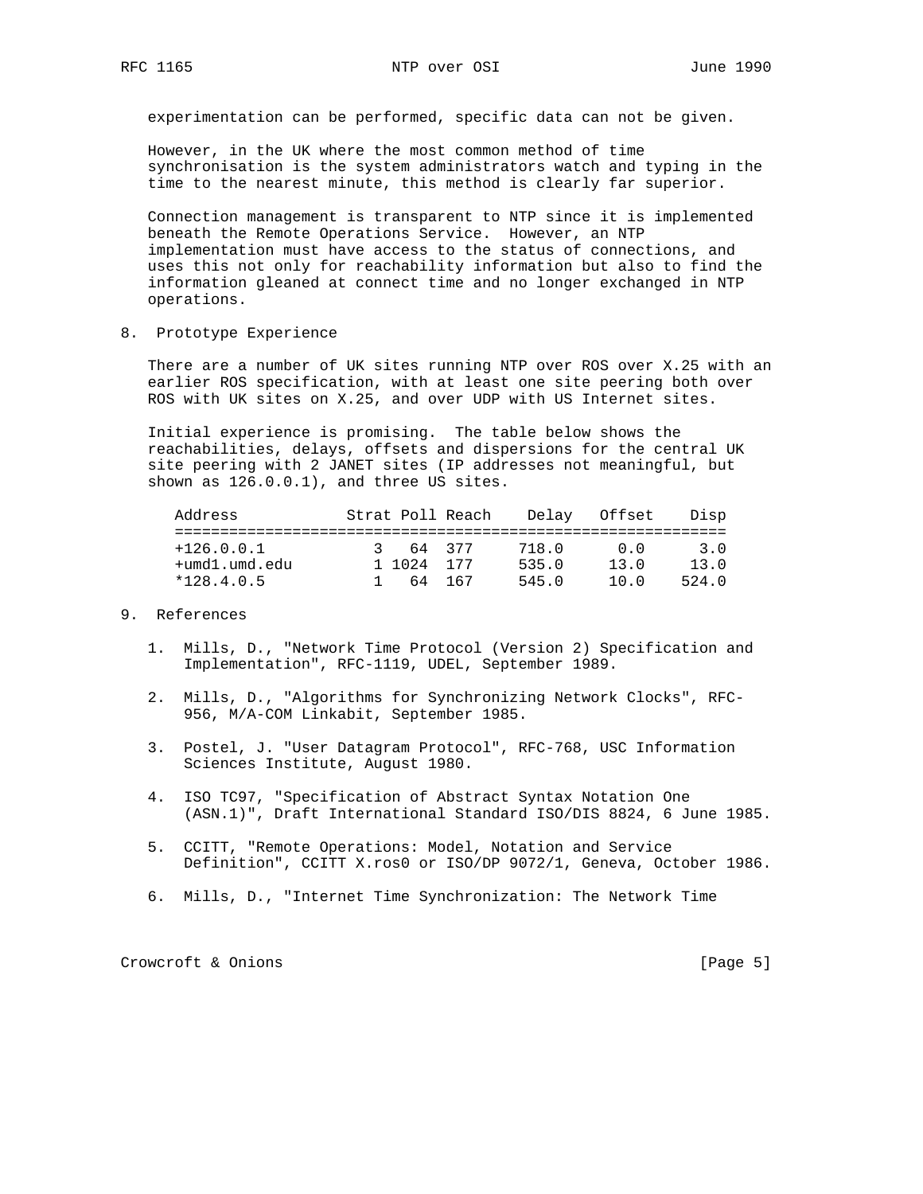experimentation can be performed, specific data can not be given.

However, in the UK where the most common method of time synchronisation is the system administrators watch and typing in the time to the nearest minute, this method is clearly far superior.

Connection management is transparent to NTP since it is implemented beneath the Remote Operations Service. However, an NTP implementation must have access to the status of connections, and uses this not only for reachability information but also to find the information gleaned at connect time and no longer exchanged in NTP operations.

## 8. Prototype Experience

There are a number of UK sites running NTP over ROS over X.25 with an earlier ROS specification, with at least one site peering both over ROS with UK sites on X.25, and over UDP with US Internet sites.

Initial experience is promising. The table below shows the reachabilities, delays, offsets and dispersions for the central UK site peering with 2 JANET sites (IP addresses not meaningful, but shown as 126.0.0.1), and three US sites.

| Address | Strat | Poll | Reach | Delay | Offset | Disp |
|---|---|---|---|---|---|---|
| +126.0.0.1 | 3 | 64 | 377 | 718.0 | 0.0 | 3.0 |
| +umd1.umd.edu | 1 | 1024 | 177 | 535.0 | 13.0 | 13.0 |
| *128.4.0.5 | 1 | 64 | 167 | 545.0 | 10.0 | 524.0 |

## 9. References

1. Mills, D., "Network Time Protocol (Version 2) Specification and Implementation", RFC-1119, UDEL, September 1989.

2. Mills, D., "Algorithms for Synchronizing Network Clocks", RFC-956, M/A-COM Linkabit, September 1985.

3. Postel, J. "User Datagram Protocol", RFC-768, USC Information Sciences Institute, August 1980.

4. ISO TC97, "Specification of Abstract Syntax Notation One (ASN.1)", Draft International Standard ISO/DIS 8824, 6 June 1985.

5. CCITT, "Remote Operations: Model, Notation and Service Definition", CCITT X.ros0 or ISO/DP 9072/1, Geneva, October 1986.

6. Mills, D., "Internet Time Synchronization: The Network Time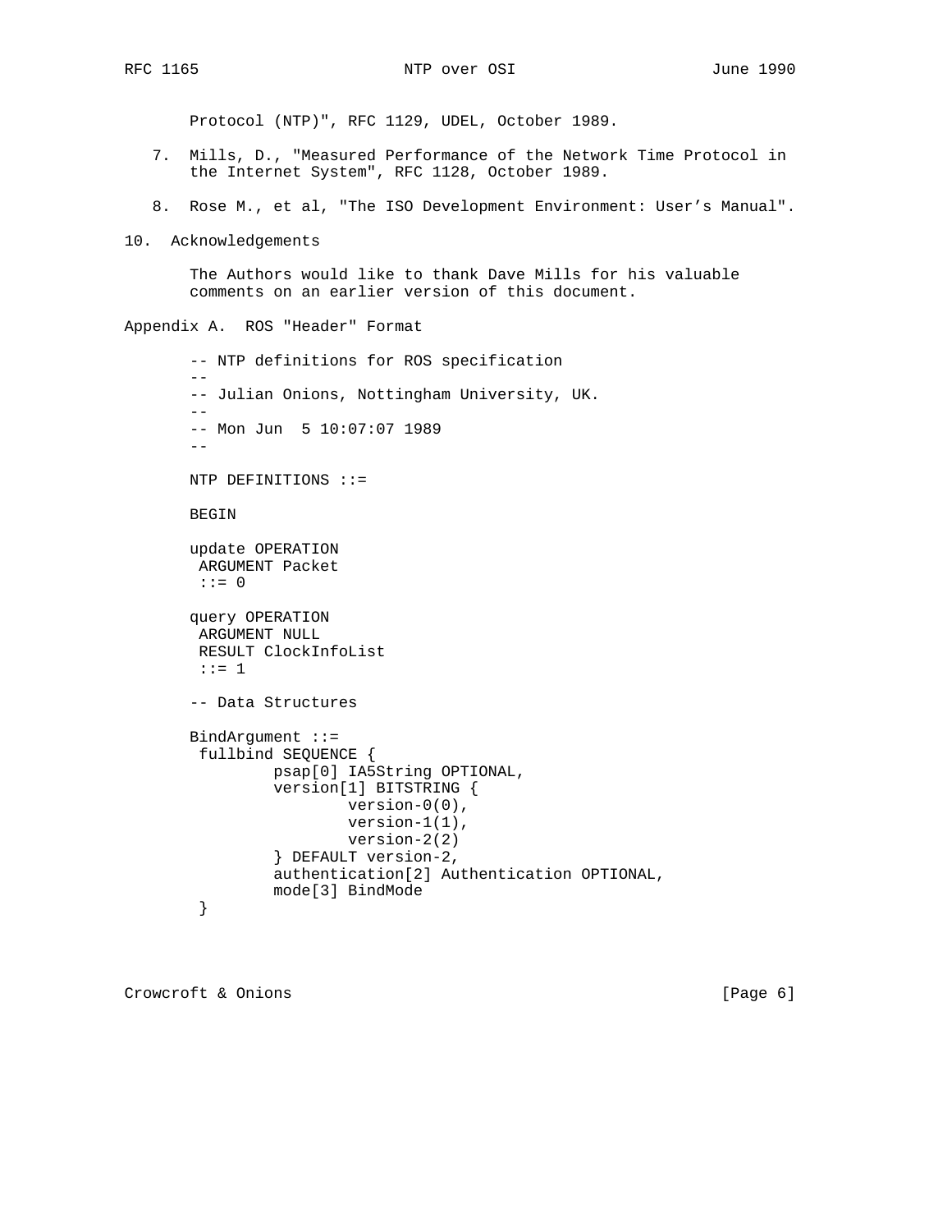Protocol (NTP)", RFC 1129, UDEL, October 1989.

7. Mills, D., "Measured Performance of the Network Time Protocol in the Internet System", RFC 1128, October 1989.

8. Rose M., et al, "The ISO Development Environment: User's Manual".

## 10. Acknowledgements

The Authors would like to thank Dave Mills for his valuable comments on an earlier version of this document.

## Appendix A. ROS "Header" Format

```
-- NTP definitions for ROS specification
--
-- Julian Onions, Nottingham University, UK.
--
-- Mon Jun  5 10:07:07 1989
--

NTP DEFINITIONS ::=

BEGIN

update OPERATION
 ARGUMENT Packet
 ::= 0

query OPERATION
 ARGUMENT NULL
 RESULT ClockInfoList
 ::= 1

-- Data Structures

BindArgument ::=
 fullbind SEQUENCE {
         psap[0] IA5String OPTIONAL,
         version[1] BITSTRING {
                 version-0(0),
                 version-1(1),
                 version-2(2)
         } DEFAULT version-2,
         authentication[2] Authentication OPTIONAL,
         mode[3] BindMode
 }
```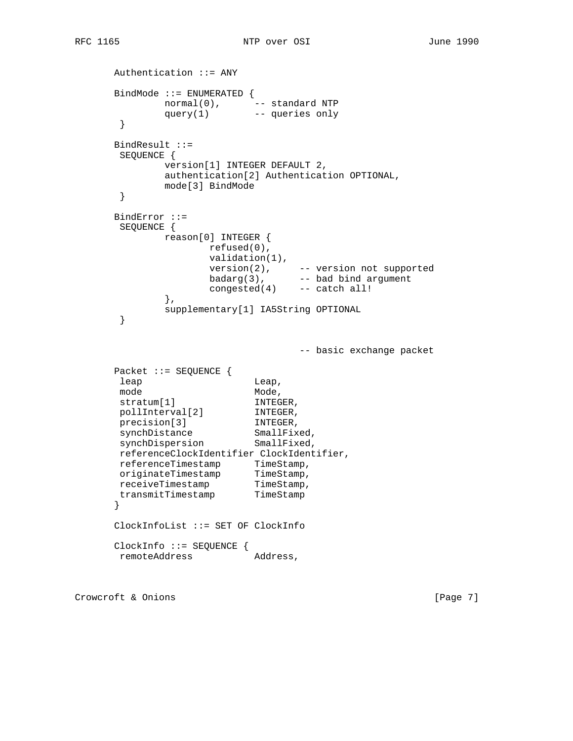```
Authentication ::= ANY

BindMode ::= ENUMERATED {
        normal(0),      -- standard NTP
        query(1)        -- queries only
 }

BindResult ::=
 SEQUENCE {
        version[1] INTEGER DEFAULT 2,
        authentication[2] Authentication OPTIONAL,
        mode[3] BindMode
 }

BindError ::=
 SEQUENCE {
        reason[0] INTEGER {
                refused(0),
                validation(1),
                version(2),     -- version not supported
                badarg(3),      -- bad bind argument
                congested(4)    -- catch all!
        },
        supplementary[1] IA5String OPTIONAL
 }


                                -- basic exchange packet

Packet ::= SEQUENCE {
 leap                    Leap,
 mode                    Mode,
 stratum[1]              INTEGER,
 pollInterval[2]         INTEGER,
 precision[3]            INTEGER,
 synchDistance           SmallFixed,
 synchDispersion         SmallFixed,
 referenceClockIdentifier ClockIdentifier,
 referenceTimestamp      TimeStamp,
 originateTimestamp      TimeStamp,
 receiveTimestamp        TimeStamp,
 transmitTimestamp       TimeStamp
}

ClockInfoList ::= SET OF ClockInfo

ClockInfo ::= SEQUENCE {
 remoteAddress           Address,
```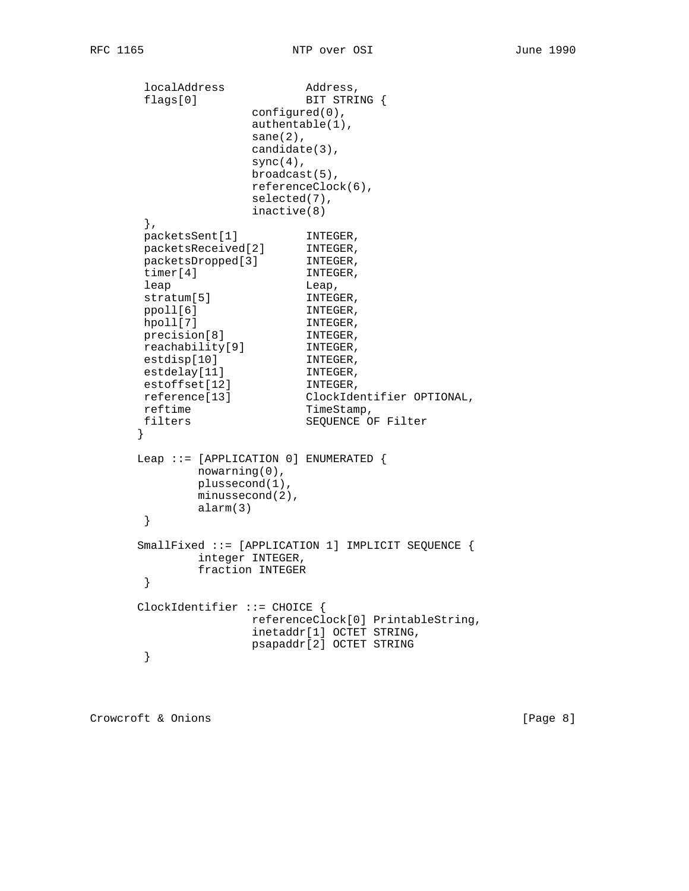```
         localAddress            Address,
         flags[0]                BIT STRING {
                         configured(0),
                         authentable(1),
                         sane(2),
                         candidate(3),
                         sync(4),
                         broadcast(5),
                         referenceClock(6),
                         selected(7),
                         inactive(8)
         },
         packetsSent[1]          INTEGER,
         packetsReceived[2]      INTEGER,
         packetsDropped[3]       INTEGER,
         timer[4]                INTEGER,
         leap                    Leap,
         stratum[5]              INTEGER,
         ppoll[6]                INTEGER,
         hpoll[7]                INTEGER,
         precision[8]            INTEGER,
         reachability[9]         INTEGER,
         estdisp[10]             INTEGER,
         estdelay[11]            INTEGER,
         estoffset[12]           INTEGER,
         reference[13]           ClockIdentifier OPTIONAL,
         reftime                 TimeStamp,
         filters                 SEQUENCE OF Filter
        }

        Leap ::= [APPLICATION 0] ENUMERATED {
                 nowarning(0),
                 plussecond(1),
                 minussecond(2),
                 alarm(3)
         }

        SmallFixed ::= [APPLICATION 1] IMPLICIT SEQUENCE {
                 integer INTEGER,
                 fraction INTEGER
         }

        ClockIdentifier ::= CHOICE {
                         referenceClock[0] PrintableString,
                         inetaddr[1] OCTET STRING,
                         psapaddr[2] OCTET STRING
         }
```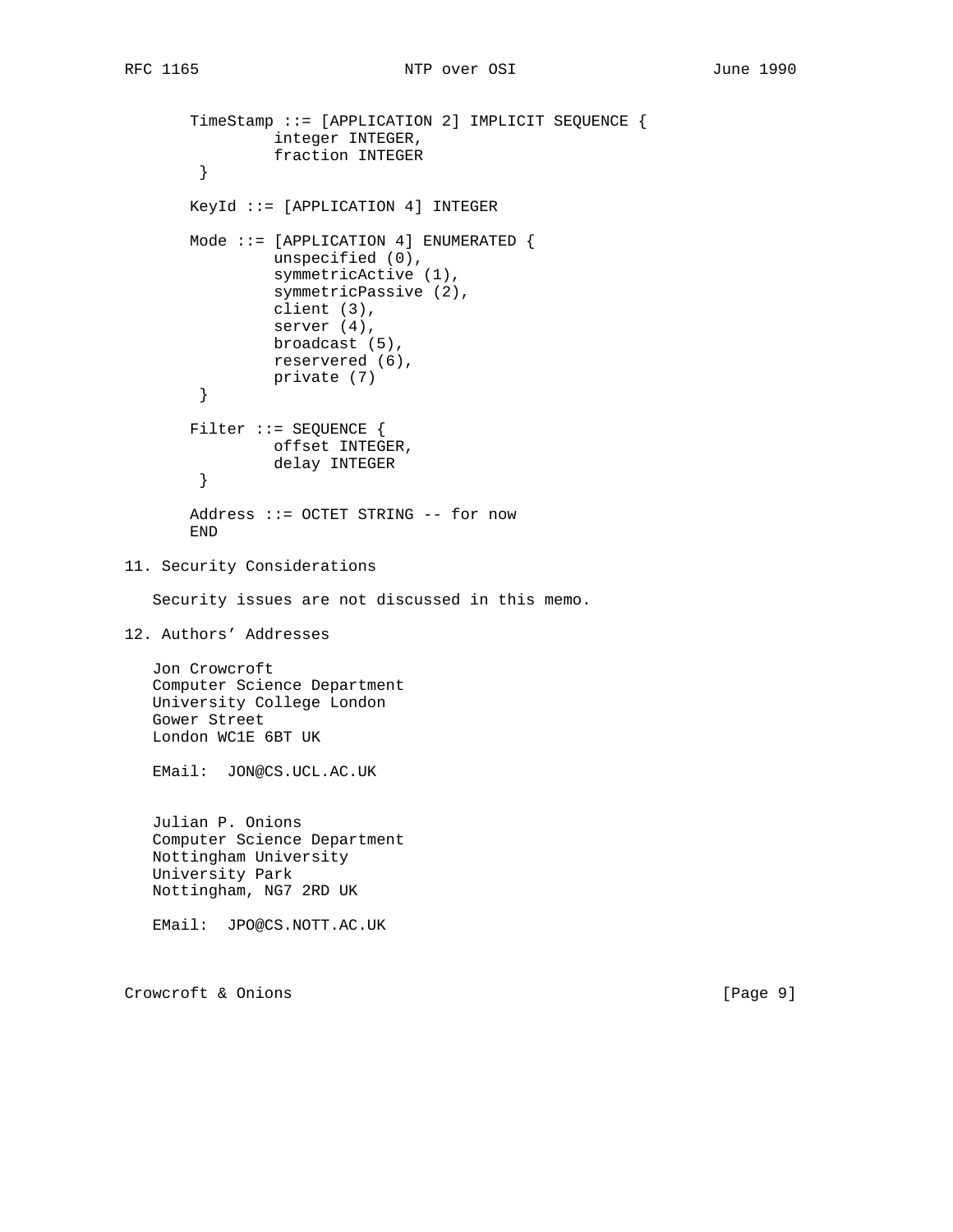```
TimeStamp ::= [APPLICATION 2] IMPLICIT SEQUENCE {
        integer INTEGER,
        fraction INTEGER
 }

KeyId ::= [APPLICATION 4] INTEGER

Mode ::= [APPLICATION 4] ENUMERATED {
        unspecified (0),
        symmetricActive (1),
        symmetricPassive (2),
        client (3),
        server (4),
        broadcast (5),
        reservered (6),
        private (7)
 }

Filter ::= SEQUENCE {
        offset INTEGER,
        delay INTEGER
 }

Address ::= OCTET STRING -- for now
END
```

## 11. Security Considerations

Security issues are not discussed in this memo.

## 12. Authors' Addresses

Jon Crowcroft
Computer Science Department
University College London
Gower Street
London WC1E 6BT UK

EMail: JON@CS.UCL.AC.UK

Julian P. Onions
Computer Science Department
Nottingham University
University Park
Nottingham, NG7 2RD UK

EMail: JPO@CS.NOTT.AC.UK